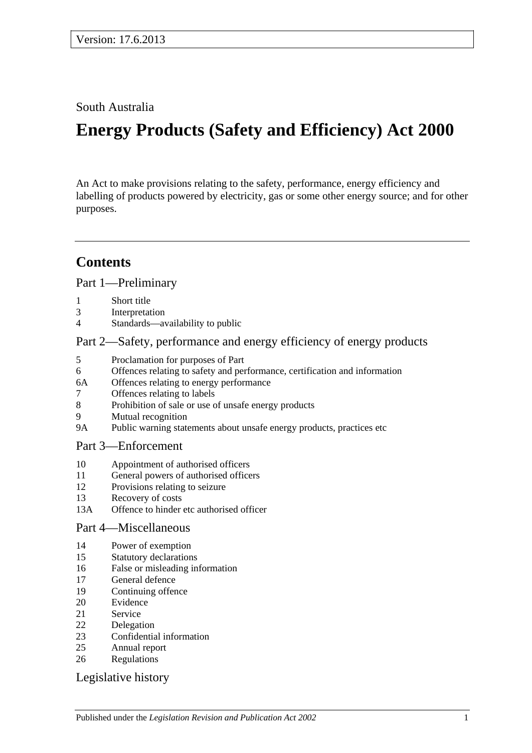Version: 17.6.2013

South Australia

# Energy Products (Safety and Efficiency) Act 2000

An Act to make provisions relating to the safety, performance, energy efficiency and labelling of products powered by electricity, gas or some other energy source; and for other purposes.

---

## Contents

### Part 1—Preliminary

1 Short title
3 Interpretation
4 Standards—availability to public

### Part 2—Safety, performance and energy efficiency of energy products

5 Proclamation for purposes of Part
6 Offences relating to safety and performance, certification and information
6A Offences relating to energy performance
7 Offences relating to labels
8 Prohibition of sale or use of unsafe energy products
9 Mutual recognition
9A Public warning statements about unsafe energy products, practices etc

### Part 3—Enforcement

10 Appointment of authorised officers
11 General powers of authorised officers
12 Provisions relating to seizure
13 Recovery of costs
13A Offence to hinder etc authorised officer

### Part 4—Miscellaneous

14 Power of exemption
15 Statutory declarations
16 False or misleading information
17 General defence
19 Continuing offence
20 Evidence
21 Service
22 Delegation
23 Confidential information
25 Annual report
26 Regulations

### Legislative history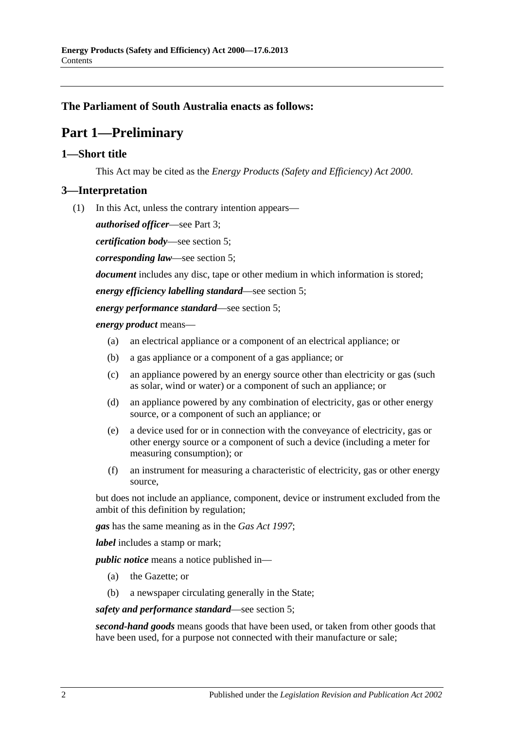**The Parliament of South Australia enacts as follows:**

# Part 1—Preliminary

## 1—Short title

This Act may be cited as the *Energy Products (Safety and Efficiency) Act 2000*.

## 3—Interpretation

(1) In this Act, unless the contrary intention appears—

***authorised officer***—see Part 3;

***certification body***—see section 5;

***corresponding law***—see section 5;

***document*** includes any disc, tape or other medium in which information is stored;

***energy efficiency labelling standard***—see section 5;

***energy performance standard***—see section 5;

***energy product*** means—

- (a) an electrical appliance or a component of an electrical appliance; or
- (b) a gas appliance or a component of a gas appliance; or
- (c) an appliance powered by an energy source other than electricity or gas (such as solar, wind or water) or a component of such an appliance; or
- (d) an appliance powered by any combination of electricity, gas or other energy source, or a component of such an appliance; or
- (e) a device used for or in connection with the conveyance of electricity, gas or other energy source or a component of such a device (including a meter for measuring consumption); or
- (f) an instrument for measuring a characteristic of electricity, gas or other energy source,

but does not include an appliance, component, device or instrument excluded from the ambit of this definition by regulation;

***gas*** has the same meaning as in the *Gas Act 1997*;

***label*** includes a stamp or mark;

***public notice*** means a notice published in—

- (a) the Gazette; or
- (b) a newspaper circulating generally in the State;

***safety and performance standard***—see section 5;

***second-hand goods*** means goods that have been used, or taken from other goods that have been used, for a purpose not connected with their manufacture or sale;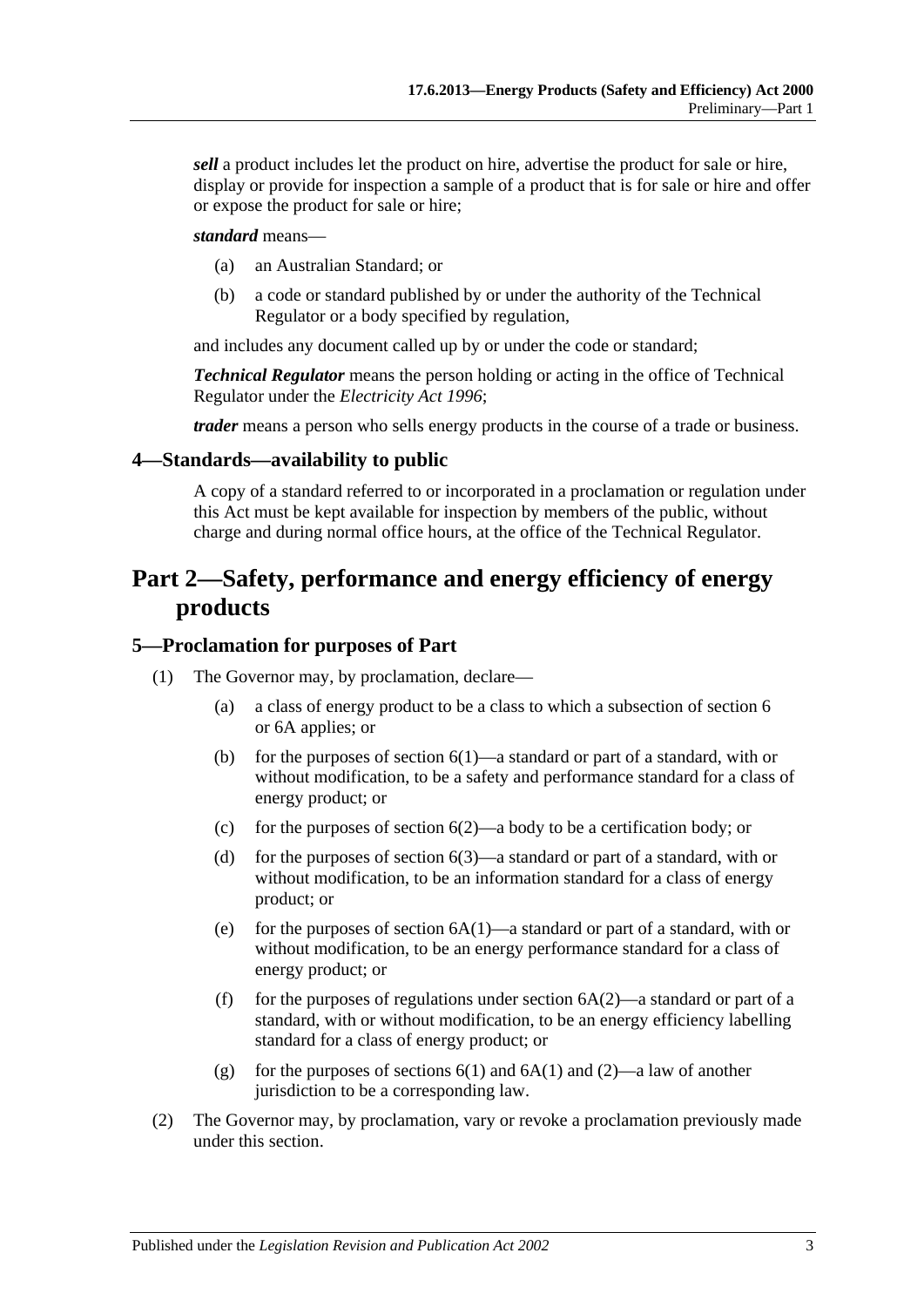***sell*** a product includes let the product on hire, advertise the product for sale or hire, display or provide for inspection a sample of a product that is for sale or hire and offer or expose the product for sale or hire;

***standard*** means—

(a) an Australian Standard; or

(b) a code or standard published by or under the authority of the Technical Regulator or a body specified by regulation,

and includes any document called up by or under the code or standard;

***Technical Regulator*** means the person holding or acting in the office of Technical Regulator under the *Electricity Act 1996*;

***trader*** means a person who sells energy products in the course of a trade or business.

### 4—Standards—availability to public

A copy of a standard referred to or incorporated in a proclamation or regulation under this Act must be kept available for inspection by members of the public, without charge and during normal office hours, at the office of the Technical Regulator.

## Part 2—Safety, performance and energy efficiency of energy products

### 5—Proclamation for purposes of Part

(1) The Governor may, by proclamation, declare—

(a) a class of energy product to be a class to which a subsection of section 6 or 6A applies; or

(b) for the purposes of section 6(1)—a standard or part of a standard, with or without modification, to be a safety and performance standard for a class of energy product; or

(c) for the purposes of section 6(2)—a body to be a certification body; or

(d) for the purposes of section 6(3)—a standard or part of a standard, with or without modification, to be an information standard for a class of energy product; or

(e) for the purposes of section 6A(1)—a standard or part of a standard, with or without modification, to be an energy performance standard for a class of energy product; or

(f) for the purposes of regulations under section 6A(2)—a standard or part of a standard, with or without modification, to be an energy efficiency labelling standard for a class of energy product; or

(g) for the purposes of sections 6(1) and 6A(1) and (2)—a law of another jurisdiction to be a corresponding law.

(2) The Governor may, by proclamation, vary or revoke a proclamation previously made under this section.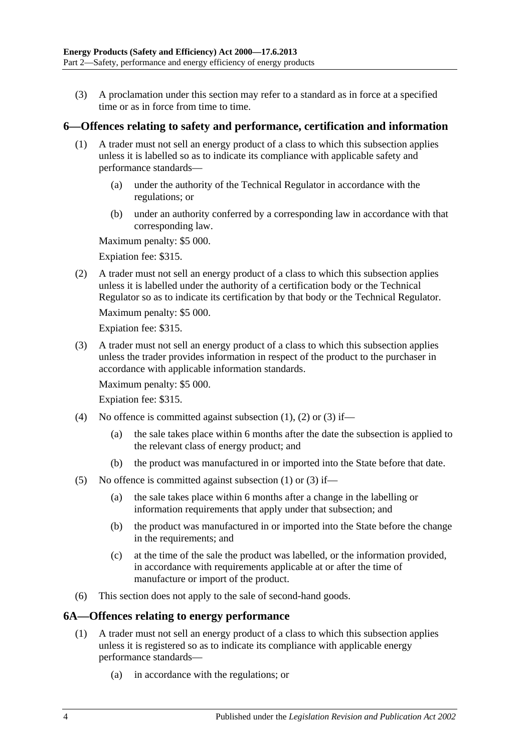(3) A proclamation under this section may refer to a standard as in force at a specified time or as in force from time to time.

## 6—Offences relating to safety and performance, certification and information

(1) A trader must not sell an energy product of a class to which this subsection applies unless it is labelled so as to indicate its compliance with applicable safety and performance standards—

(a) under the authority of the Technical Regulator in accordance with the regulations; or

(b) under an authority conferred by a corresponding law in accordance with that corresponding law.

Maximum penalty: $5 000.

Expiation fee: $315.

(2) A trader must not sell an energy product of a class to which this subsection applies unless it is labelled under the authority of a certification body or the Technical Regulator so as to indicate its certification by that body or the Technical Regulator.

Maximum penalty: $5 000.

Expiation fee: $315.

(3) A trader must not sell an energy product of a class to which this subsection applies unless the trader provides information in respect of the product to the purchaser in accordance with applicable information standards.

Maximum penalty: $5 000.

Expiation fee: $315.

(4) No offence is committed against subsection (1), (2) or (3) if—

(a) the sale takes place within 6 months after the date the subsection is applied to the relevant class of energy product; and

(b) the product was manufactured in or imported into the State before that date.

(5) No offence is committed against subsection (1) or (3) if—

(a) the sale takes place within 6 months after a change in the labelling or information requirements that apply under that subsection; and

(b) the product was manufactured in or imported into the State before the change in the requirements; and

(c) at the time of the sale the product was labelled, or the information provided, in accordance with requirements applicable at or after the time of manufacture or import of the product.

(6) This section does not apply to the sale of second-hand goods.

## 6A—Offences relating to energy performance

(1) A trader must not sell an energy product of a class to which this subsection applies unless it is registered so as to indicate its compliance with applicable energy performance standards—

(a) in accordance with the regulations; or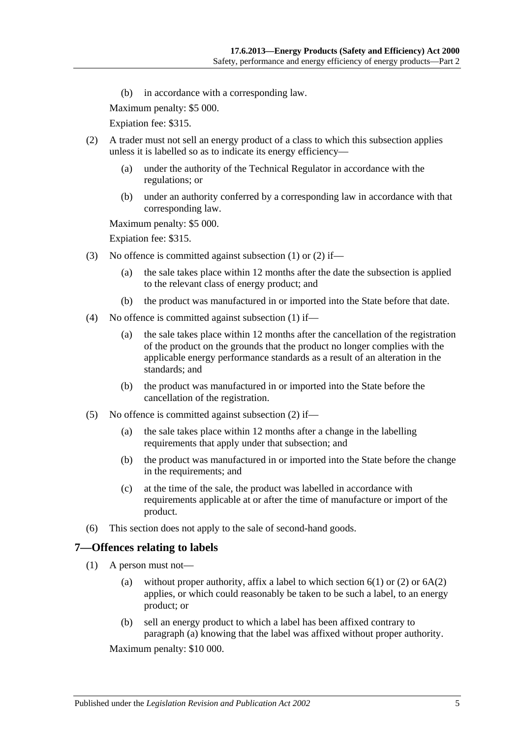(b) in accordance with a corresponding law.

Maximum penalty: $5 000.

Expiation fee: $315.

(2) A trader must not sell an energy product of a class to which this subsection applies unless it is labelled so as to indicate its energy efficiency—

(a) under the authority of the Technical Regulator in accordance with the regulations; or

(b) under an authority conferred by a corresponding law in accordance with that corresponding law.

Maximum penalty: $5 000.

Expiation fee: $315.

(3) No offence is committed against subsection (1) or (2) if—

(a) the sale takes place within 12 months after the date the subsection is applied to the relevant class of energy product; and

(b) the product was manufactured in or imported into the State before that date.

(4) No offence is committed against subsection (1) if—

(a) the sale takes place within 12 months after the cancellation of the registration of the product on the grounds that the product no longer complies with the applicable energy performance standards as a result of an alteration in the standards; and

(b) the product was manufactured in or imported into the State before the cancellation of the registration.

(5) No offence is committed against subsection (2) if—

(a) the sale takes place within 12 months after a change in the labelling requirements that apply under that subsection; and

(b) the product was manufactured in or imported into the State before the change in the requirements; and

(c) at the time of the sale, the product was labelled in accordance with requirements applicable at or after the time of manufacture or import of the product.

(6) This section does not apply to the sale of second-hand goods.

## 7—Offences relating to labels

(1) A person must not—

(a) without proper authority, affix a label to which section 6(1) or (2) or 6A(2) applies, or which could reasonably be taken to be such a label, to an energy product; or

(b) sell an energy product to which a label has been affixed contrary to paragraph (a) knowing that the label was affixed without proper authority.

Maximum penalty: $10 000.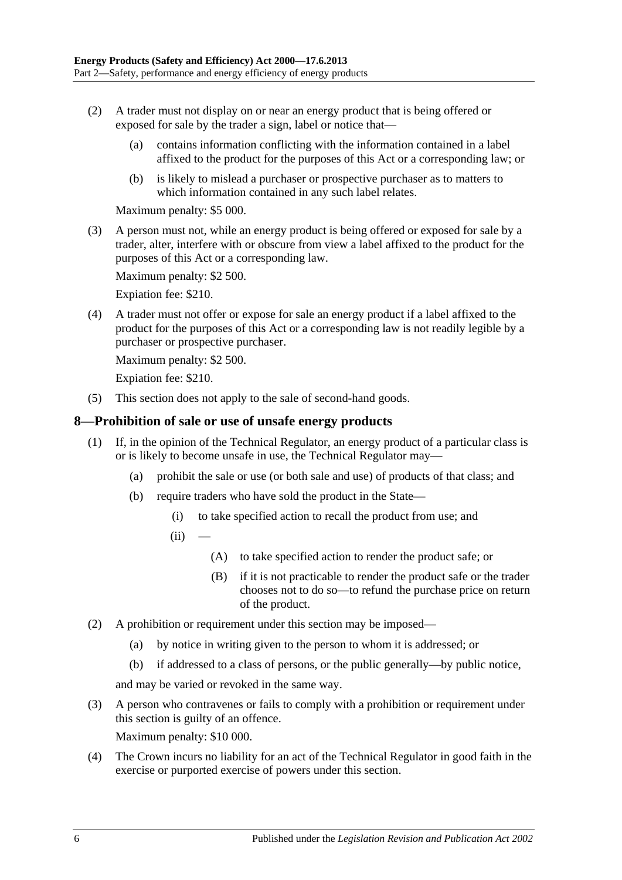(2) A trader must not display on or near an energy product that is being offered or exposed for sale by the trader a sign, label or notice that—

(a) contains information conflicting with the information contained in a label affixed to the product for the purposes of this Act or a corresponding law; or

(b) is likely to mislead a purchaser or prospective purchaser as to matters to which information contained in any such label relates.

Maximum penalty: $5 000.

(3) A person must not, while an energy product is being offered or exposed for sale by a trader, alter, interfere with or obscure from view a label affixed to the product for the purposes of this Act or a corresponding law.

Maximum penalty: $2 500.

Expiation fee: $210.

(4) A trader must not offer or expose for sale an energy product if a label affixed to the product for the purposes of this Act or a corresponding law is not readily legible by a purchaser or prospective purchaser.

Maximum penalty: $2 500.

Expiation fee: $210.

(5) This section does not apply to the sale of second-hand goods.

## 8—Prohibition of sale or use of unsafe energy products

(1) If, in the opinion of the Technical Regulator, an energy product of a particular class is or is likely to become unsafe in use, the Technical Regulator may—

(a) prohibit the sale or use (or both sale and use) of products of that class; and

(b) require traders who have sold the product in the State—

(i) to take specified action to recall the product from use; and

(ii) —

(A) to take specified action to render the product safe; or

(B) if it is not practicable to render the product safe or the trader chooses not to do so—to refund the purchase price on return of the product.

(2) A prohibition or requirement under this section may be imposed—

(a) by notice in writing given to the person to whom it is addressed; or

(b) if addressed to a class of persons, or the public generally—by public notice,

and may be varied or revoked in the same way.

(3) A person who contravenes or fails to comply with a prohibition or requirement under this section is guilty of an offence.

Maximum penalty: $10 000.

(4) The Crown incurs no liability for an act of the Technical Regulator in good faith in the exercise or purported exercise of powers under this section.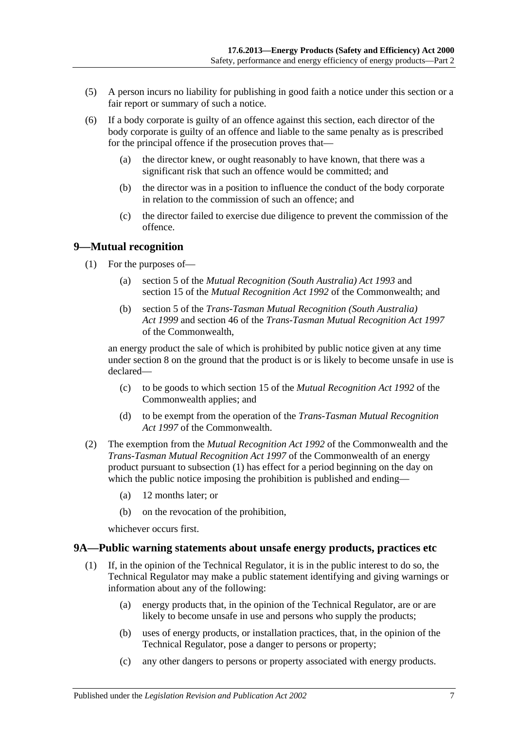(5) A person incurs no liability for publishing in good faith a notice under this section or a fair report or summary of such a notice.

(6) If a body corporate is guilty of an offence against this section, each director of the body corporate is guilty of an offence and liable to the same penalty as is prescribed for the principal offence if the prosecution proves that—

(a) the director knew, or ought reasonably to have known, that there was a significant risk that such an offence would be committed; and

(b) the director was in a position to influence the conduct of the body corporate in relation to the commission of such an offence; and

(c) the director failed to exercise due diligence to prevent the commission of the offence.

## 9—Mutual recognition

(1) For the purposes of—

(a) section 5 of the *Mutual Recognition (South Australia) Act 1993* and section 15 of the *Mutual Recognition Act 1992* of the Commonwealth; and

(b) section 5 of the *Trans-Tasman Mutual Recognition (South Australia) Act 1999* and section 46 of the *Trans-Tasman Mutual Recognition Act 1997* of the Commonwealth,

an energy product the sale of which is prohibited by public notice given at any time under section 8 on the ground that the product is or is likely to become unsafe in use is declared—

(c) to be goods to which section 15 of the *Mutual Recognition Act 1992* of the Commonwealth applies; and

(d) to be exempt from the operation of the *Trans-Tasman Mutual Recognition Act 1997* of the Commonwealth.

(2) The exemption from the *Mutual Recognition Act 1992* of the Commonwealth and the *Trans-Tasman Mutual Recognition Act 1997* of the Commonwealth of an energy product pursuant to subsection (1) has effect for a period beginning on the day on which the public notice imposing the prohibition is published and ending—

(a) 12 months later; or

(b) on the revocation of the prohibition,

whichever occurs first.

## 9A—Public warning statements about unsafe energy products, practices etc

(1) If, in the opinion of the Technical Regulator, it is in the public interest to do so, the Technical Regulator may make a public statement identifying and giving warnings or information about any of the following:

(a) energy products that, in the opinion of the Technical Regulator, are or are likely to become unsafe in use and persons who supply the products;

(b) uses of energy products, or installation practices, that, in the opinion of the Technical Regulator, pose a danger to persons or property;

(c) any other dangers to persons or property associated with energy products.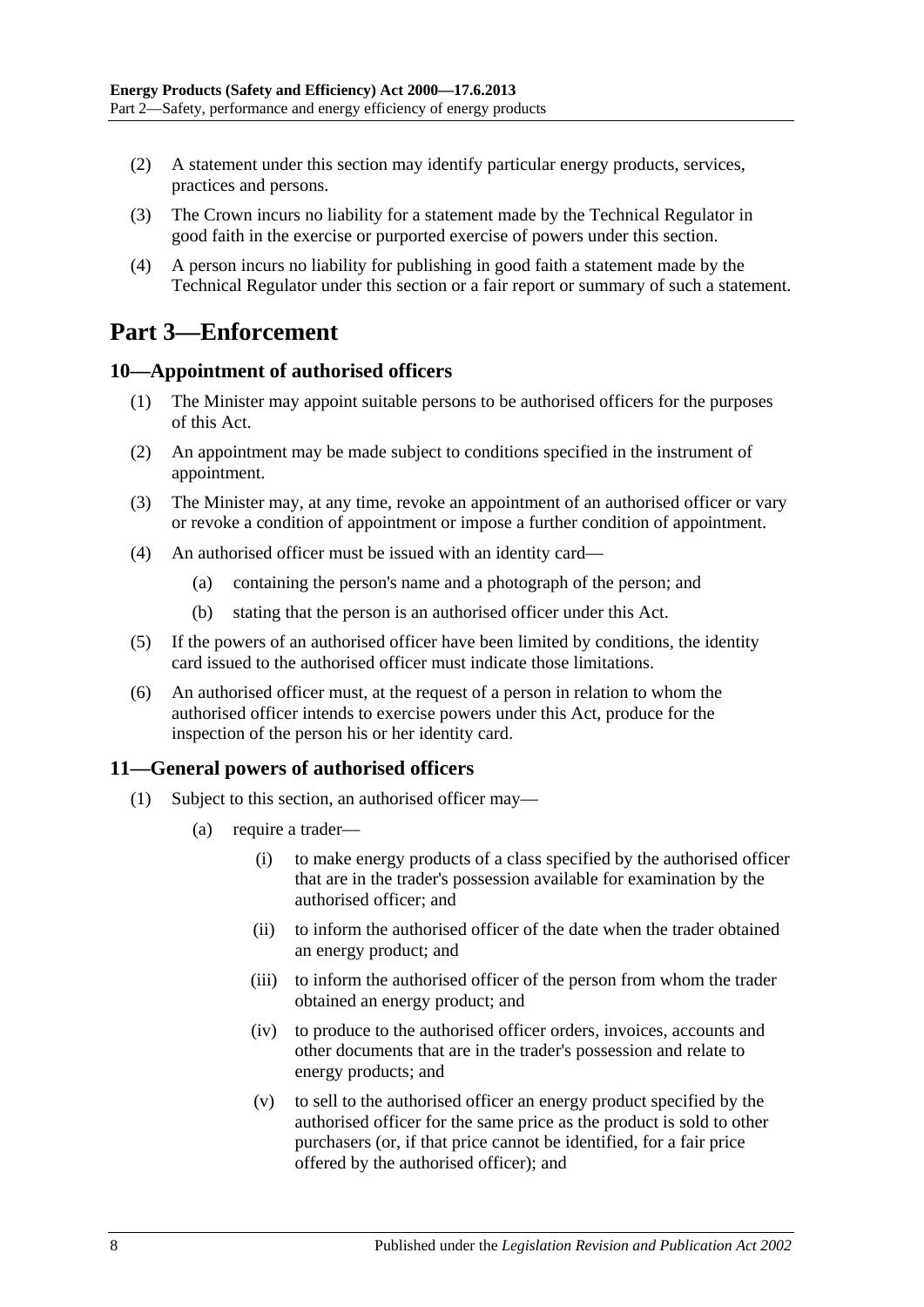(2) A statement under this section may identify particular energy products, services, practices and persons.

(3) The Crown incurs no liability for a statement made by the Technical Regulator in good faith in the exercise or purported exercise of powers under this section.

(4) A person incurs no liability for publishing in good faith a statement made by the Technical Regulator under this section or a fair report or summary of such a statement.

# Part 3—Enforcement

## 10—Appointment of authorised officers

(1) The Minister may appoint suitable persons to be authorised officers for the purposes of this Act.

(2) An appointment may be made subject to conditions specified in the instrument of appointment.

(3) The Minister may, at any time, revoke an appointment of an authorised officer or vary or revoke a condition of appointment or impose a further condition of appointment.

(4) An authorised officer must be issued with an identity card—

- (a) containing the person's name and a photograph of the person; and
- (b) stating that the person is an authorised officer under this Act.

(5) If the powers of an authorised officer have been limited by conditions, the identity card issued to the authorised officer must indicate those limitations.

(6) An authorised officer must, at the request of a person in relation to whom the authorised officer intends to exercise powers under this Act, produce for the inspection of the person his or her identity card.

## 11—General powers of authorised officers

(1) Subject to this section, an authorised officer may—

- (a) require a trader—
  - (i) to make energy products of a class specified by the authorised officer that are in the trader's possession available for examination by the authorised officer; and
  - (ii) to inform the authorised officer of the date when the trader obtained an energy product; and
  - (iii) to inform the authorised officer of the person from whom the trader obtained an energy product; and
  - (iv) to produce to the authorised officer orders, invoices, accounts and other documents that are in the trader's possession and relate to energy products; and
  - (v) to sell to the authorised officer an energy product specified by the authorised officer for the same price as the product is sold to other purchasers (or, if that price cannot be identified, for a fair price offered by the authorised officer); and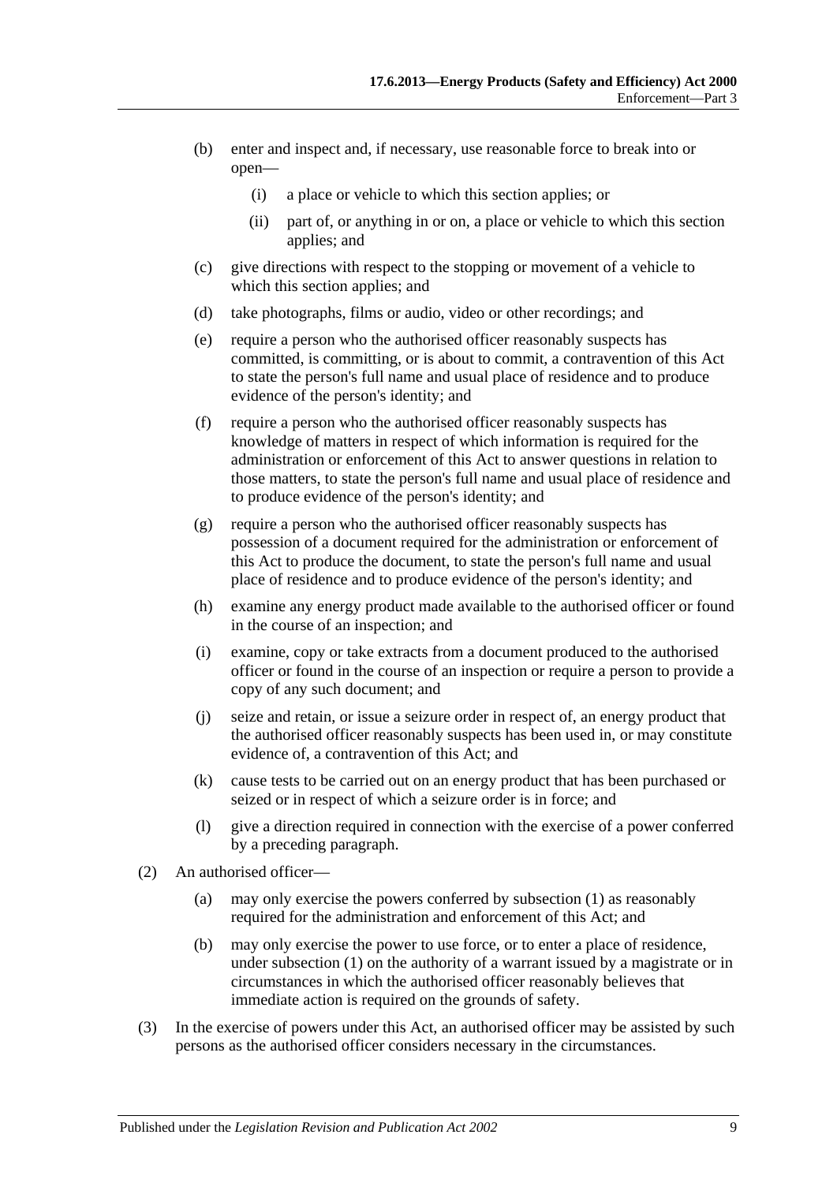(b) enter and inspect and, if necessary, use reasonable force to break into or open—

   (i) a place or vehicle to which this section applies; or

   (ii) part of, or anything in or on, a place or vehicle to which this section applies; and

(c) give directions with respect to the stopping or movement of a vehicle to which this section applies; and

(d) take photographs, films or audio, video or other recordings; and

(e) require a person who the authorised officer reasonably suspects has committed, is committing, or is about to commit, a contravention of this Act to state the person's full name and usual place of residence and to produce evidence of the person's identity; and

(f) require a person who the authorised officer reasonably suspects has knowledge of matters in respect of which information is required for the administration or enforcement of this Act to answer questions in relation to those matters, to state the person's full name and usual place of residence and to produce evidence of the person's identity; and

(g) require a person who the authorised officer reasonably suspects has possession of a document required for the administration or enforcement of this Act to produce the document, to state the person's full name and usual place of residence and to produce evidence of the person's identity; and

(h) examine any energy product made available to the authorised officer or found in the course of an inspection; and

(i) examine, copy or take extracts from a document produced to the authorised officer or found in the course of an inspection or require a person to provide a copy of any such document; and

(j) seize and retain, or issue a seizure order in respect of, an energy product that the authorised officer reasonably suspects has been used in, or may constitute evidence of, a contravention of this Act; and

(k) cause tests to be carried out on an energy product that has been purchased or seized or in respect of which a seizure order is in force; and

(l) give a direction required in connection with the exercise of a power conferred by a preceding paragraph.

(2) An authorised officer—

   (a) may only exercise the powers conferred by subsection (1) as reasonably required for the administration and enforcement of this Act; and

   (b) may only exercise the power to use force, or to enter a place of residence, under subsection (1) on the authority of a warrant issued by a magistrate or in circumstances in which the authorised officer reasonably believes that immediate action is required on the grounds of safety.

(3) In the exercise of powers under this Act, an authorised officer may be assisted by such persons as the authorised officer considers necessary in the circumstances.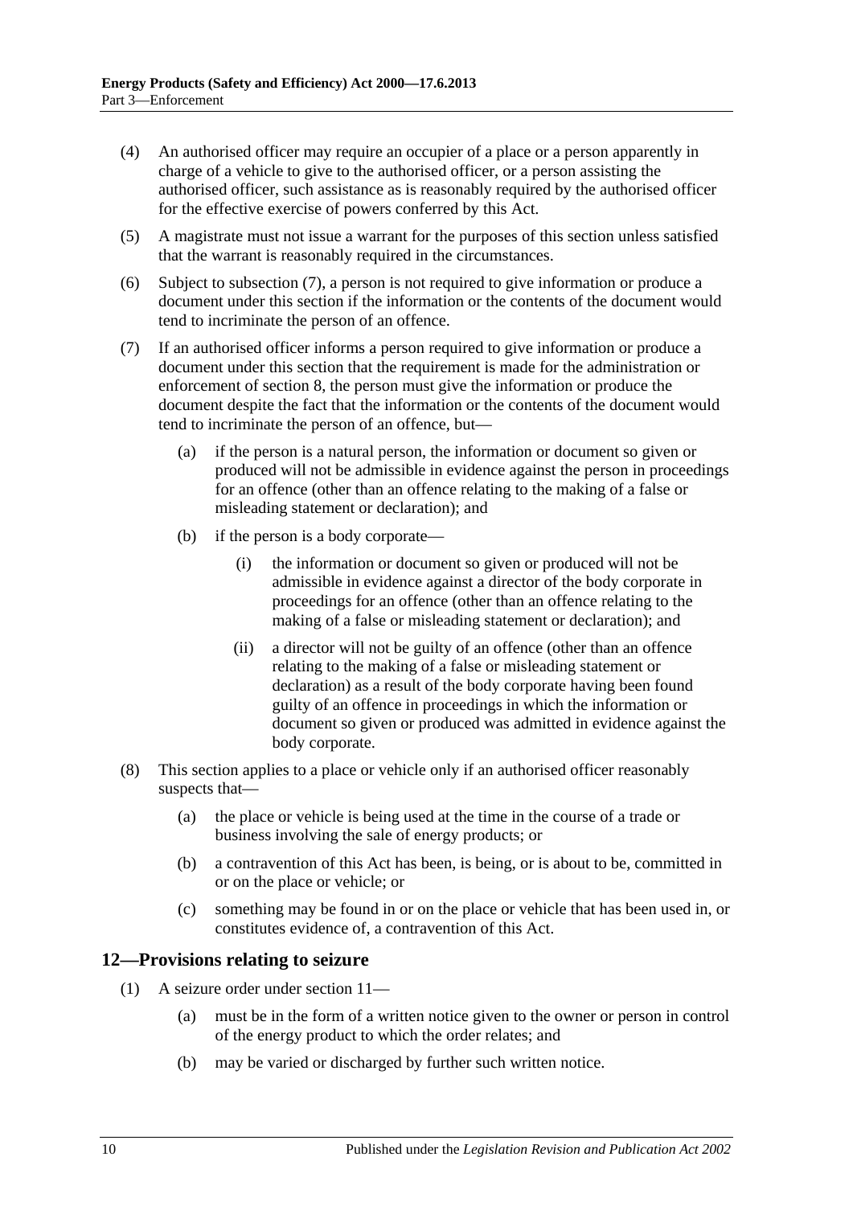(4) An authorised officer may require an occupier of a place or a person apparently in charge of a vehicle to give to the authorised officer, or a person assisting the authorised officer, such assistance as is reasonably required by the authorised officer for the effective exercise of powers conferred by this Act.

(5) A magistrate must not issue a warrant for the purposes of this section unless satisfied that the warrant is reasonably required in the circumstances.

(6) Subject to subsection (7), a person is not required to give information or produce a document under this section if the information or the contents of the document would tend to incriminate the person of an offence.

(7) If an authorised officer informs a person required to give information or produce a document under this section that the requirement is made for the administration or enforcement of section 8, the person must give the information or produce the document despite the fact that the information or the contents of the document would tend to incriminate the person of an offence, but—

- (a) if the person is a natural person, the information or document so given or produced will not be admissible in evidence against the person in proceedings for an offence (other than an offence relating to the making of a false or misleading statement or declaration); and
- (b) if the person is a body corporate—
  - (i) the information or document so given or produced will not be admissible in evidence against a director of the body corporate in proceedings for an offence (other than an offence relating to the making of a false or misleading statement or declaration); and
  - (ii) a director will not be guilty of an offence (other than an offence relating to the making of a false or misleading statement or declaration) as a result of the body corporate having been found guilty of an offence in proceedings in which the information or document so given or produced was admitted in evidence against the body corporate.

(8) This section applies to a place or vehicle only if an authorised officer reasonably suspects that—

- (a) the place or vehicle is being used at the time in the course of a trade or business involving the sale of energy products; or
- (b) a contravention of this Act has been, is being, or is about to be, committed in or on the place or vehicle; or
- (c) something may be found in or on the place or vehicle that has been used in, or constitutes evidence of, a contravention of this Act.

## 12—Provisions relating to seizure

(1) A seizure order under section 11—

- (a) must be in the form of a written notice given to the owner or person in control of the energy product to which the order relates; and
- (b) may be varied or discharged by further such written notice.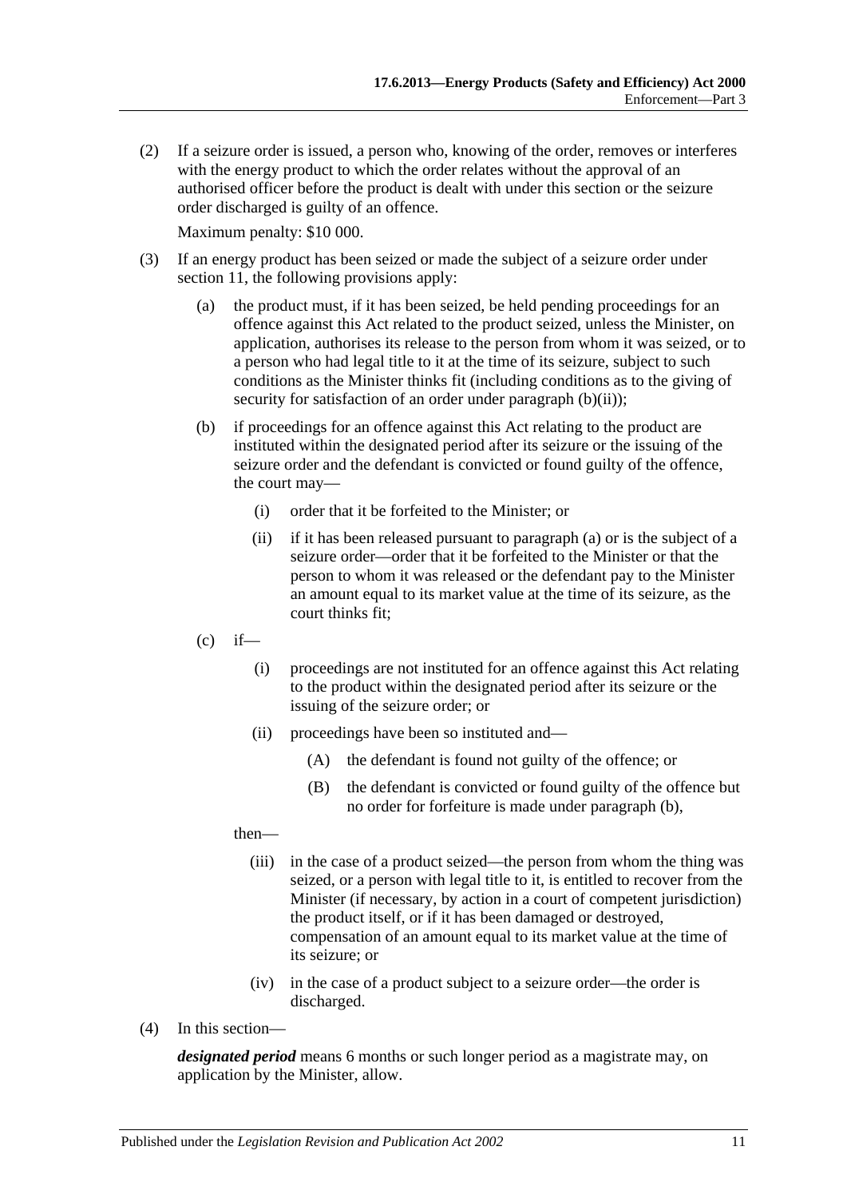(2) If a seizure order is issued, a person who, knowing of the order, removes or interferes with the energy product to which the order relates without the approval of an authorised officer before the product is dealt with under this section or the seizure order discharged is guilty of an offence.

Maximum penalty: $10 000.

(3) If an energy product has been seized or made the subject of a seizure order under section 11, the following provisions apply:

  (a) the product must, if it has been seized, be held pending proceedings for an offence against this Act related to the product seized, unless the Minister, on application, authorises its release to the person from whom it was seized, or to a person who had legal title to it at the time of its seizure, subject to such conditions as the Minister thinks fit (including conditions as to the giving of security for satisfaction of an order under paragraph (b)(ii));

  (b) if proceedings for an offence against this Act relating to the product are instituted within the designated period after its seizure or the issuing of the seizure order and the defendant is convicted or found guilty of the offence, the court may—

    (i) order that it be forfeited to the Minister; or

    (ii) if it has been released pursuant to paragraph (a) or is the subject of a seizure order—order that it be forfeited to the Minister or that the person to whom it was released or the defendant pay to the Minister an amount equal to its market value at the time of its seizure, as the court thinks fit;

  (c) if—

    (i) proceedings are not instituted for an offence against this Act relating to the product within the designated period after its seizure or the issuing of the seizure order; or

    (ii) proceedings have been so instituted and—

      (A) the defendant is found not guilty of the offence; or

      (B) the defendant is convicted or found guilty of the offence but no order for forfeiture is made under paragraph (b),

  then—

    (iii) in the case of a product seized—the person from whom the thing was seized, or a person with legal title to it, is entitled to recover from the Minister (if necessary, by action in a court of competent jurisdiction) the product itself, or if it has been damaged or destroyed, compensation of an amount equal to its market value at the time of its seizure; or

    (iv) in the case of a product subject to a seizure order—the order is discharged.

(4) In this section—

***designated period*** means 6 months or such longer period as a magistrate may, on application by the Minister, allow.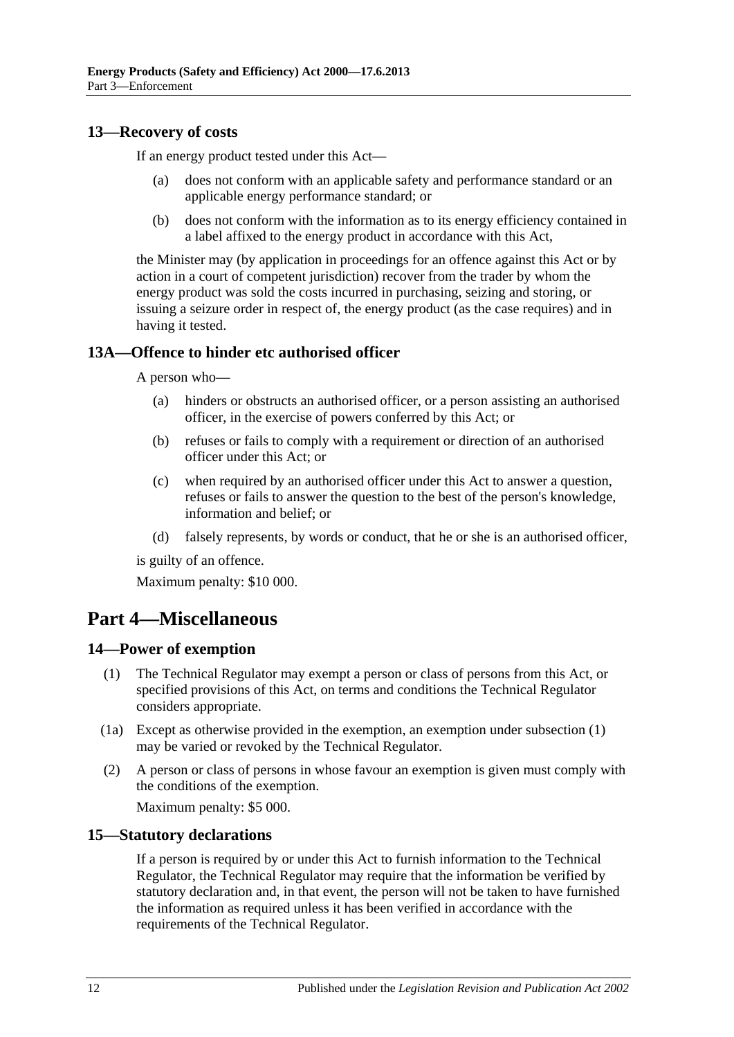### 13—Recovery of costs

If an energy product tested under this Act—

(a) does not conform with an applicable safety and performance standard or an applicable energy performance standard; or

(b) does not conform with the information as to its energy efficiency contained in a label affixed to the energy product in accordance with this Act,

the Minister may (by application in proceedings for an offence against this Act or by action in a court of competent jurisdiction) recover from the trader by whom the energy product was sold the costs incurred in purchasing, seizing and storing, or issuing a seizure order in respect of, the energy product (as the case requires) and in having it tested.

### 13A—Offence to hinder etc authorised officer

A person who—

(a) hinders or obstructs an authorised officer, or a person assisting an authorised officer, in the exercise of powers conferred by this Act; or

(b) refuses or fails to comply with a requirement or direction of an authorised officer under this Act; or

(c) when required by an authorised officer under this Act to answer a question, refuses or fails to answer the question to the best of the person's knowledge, information and belief; or

(d) falsely represents, by words or conduct, that he or she is an authorised officer,

is guilty of an offence.

Maximum penalty: $10 000.

## Part 4—Miscellaneous

### 14—Power of exemption

(1) The Technical Regulator may exempt a person or class of persons from this Act, or specified provisions of this Act, on terms and conditions the Technical Regulator considers appropriate.

(1a) Except as otherwise provided in the exemption, an exemption under subsection (1) may be varied or revoked by the Technical Regulator.

(2) A person or class of persons in whose favour an exemption is given must comply with the conditions of the exemption.

Maximum penalty: $5 000.

### 15—Statutory declarations

If a person is required by or under this Act to furnish information to the Technical Regulator, the Technical Regulator may require that the information be verified by statutory declaration and, in that event, the person will not be taken to have furnished the information as required unless it has been verified in accordance with the requirements of the Technical Regulator.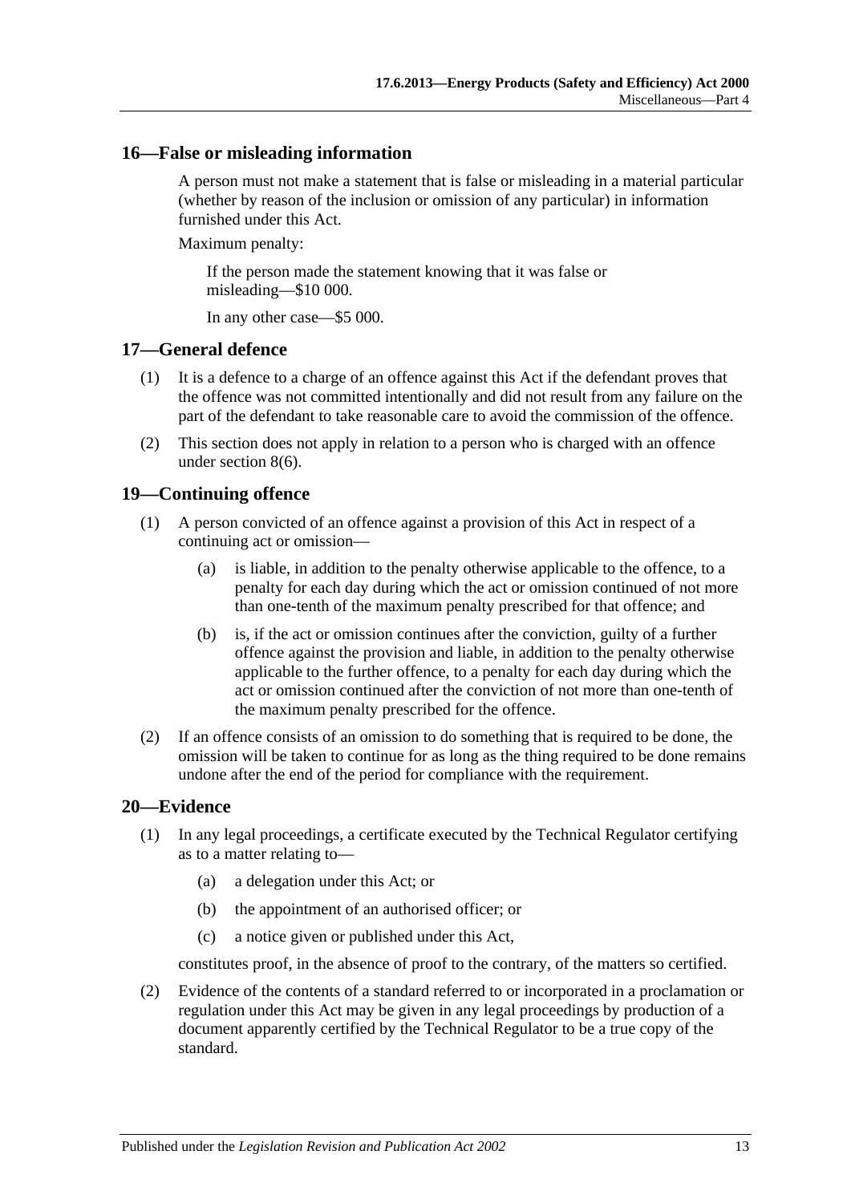## 16—False or misleading information

A person must not make a statement that is false or misleading in a material particular (whether by reason of the inclusion or omission of any particular) in information furnished under this Act.

Maximum penalty:

If the person made the statement knowing that it was false or misleading—$10 000.

In any other case—$5 000.

## 17—General defence

(1) It is a defence to a charge of an offence against this Act if the defendant proves that the offence was not committed intentionally and did not result from any failure on the part of the defendant to take reasonable care to avoid the commission of the offence.

(2) This section does not apply in relation to a person who is charged with an offence under section 8(6).

## 19—Continuing offence

(1) A person convicted of an offence against a provision of this Act in respect of a continuing act or omission—

(a) is liable, in addition to the penalty otherwise applicable to the offence, to a penalty for each day during which the act or omission continued of not more than one-tenth of the maximum penalty prescribed for that offence; and

(b) is, if the act or omission continues after the conviction, guilty of a further offence against the provision and liable, in addition to the penalty otherwise applicable to the further offence, to a penalty for each day during which the act or omission continued after the conviction of not more than one-tenth of the maximum penalty prescribed for the offence.

(2) If an offence consists of an omission to do something that is required to be done, the omission will be taken to continue for as long as the thing required to be done remains undone after the end of the period for compliance with the requirement.

## 20—Evidence

(1) In any legal proceedings, a certificate executed by the Technical Regulator certifying as to a matter relating to—

(a) a delegation under this Act; or

(b) the appointment of an authorised officer; or

(c) a notice given or published under this Act,

constitutes proof, in the absence of proof to the contrary, of the matters so certified.

(2) Evidence of the contents of a standard referred to or incorporated in a proclamation or regulation under this Act may be given in any legal proceedings by production of a document apparently certified by the Technical Regulator to be a true copy of the standard.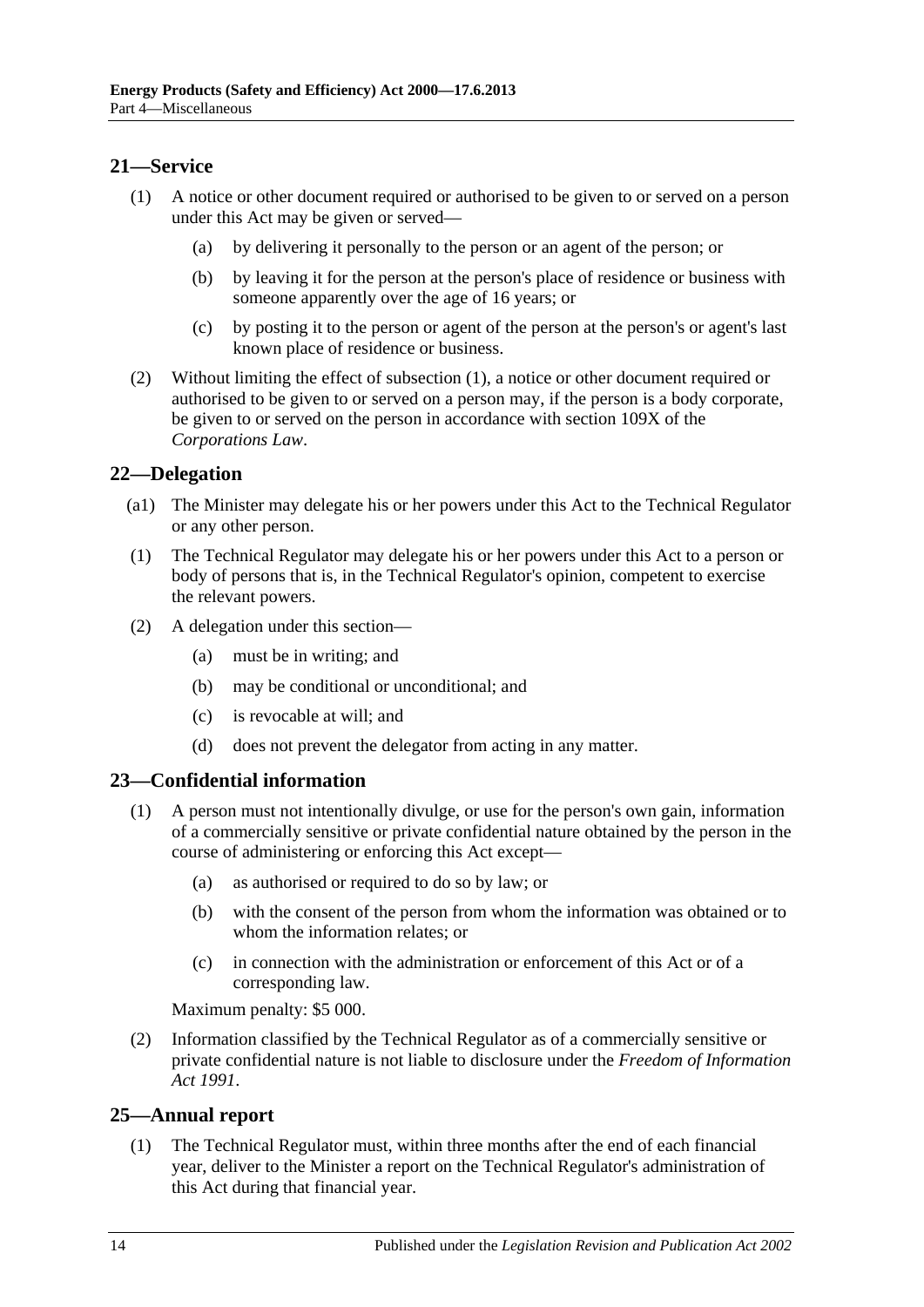## 21—Service

(1) A notice or other document required or authorised to be given to or served on a person under this Act may be given or served—

(a) by delivering it personally to the person or an agent of the person; or

(b) by leaving it for the person at the person's place of residence or business with someone apparently over the age of 16 years; or

(c) by posting it to the person or agent of the person at the person's or agent's last known place of residence or business.

(2) Without limiting the effect of subsection (1), a notice or other document required or authorised to be given to or served on a person may, if the person is a body corporate, be given to or served on the person in accordance with section 109X of the *Corporations Law*.

## 22—Delegation

(a1) The Minister may delegate his or her powers under this Act to the Technical Regulator or any other person.

(1) The Technical Regulator may delegate his or her powers under this Act to a person or body of persons that is, in the Technical Regulator's opinion, competent to exercise the relevant powers.

(2) A delegation under this section—

(a) must be in writing; and

(b) may be conditional or unconditional; and

(c) is revocable at will; and

(d) does not prevent the delegator from acting in any matter.

## 23—Confidential information

(1) A person must not intentionally divulge, or use for the person's own gain, information of a commercially sensitive or private confidential nature obtained by the person in the course of administering or enforcing this Act except—

(a) as authorised or required to do so by law; or

(b) with the consent of the person from whom the information was obtained or to whom the information relates; or

(c) in connection with the administration or enforcement of this Act or of a corresponding law.

Maximum penalty: $5 000.

(2) Information classified by the Technical Regulator as of a commercially sensitive or private confidential nature is not liable to disclosure under the *Freedom of Information Act 1991*.

## 25—Annual report

(1) The Technical Regulator must, within three months after the end of each financial year, deliver to the Minister a report on the Technical Regulator's administration of this Act during that financial year.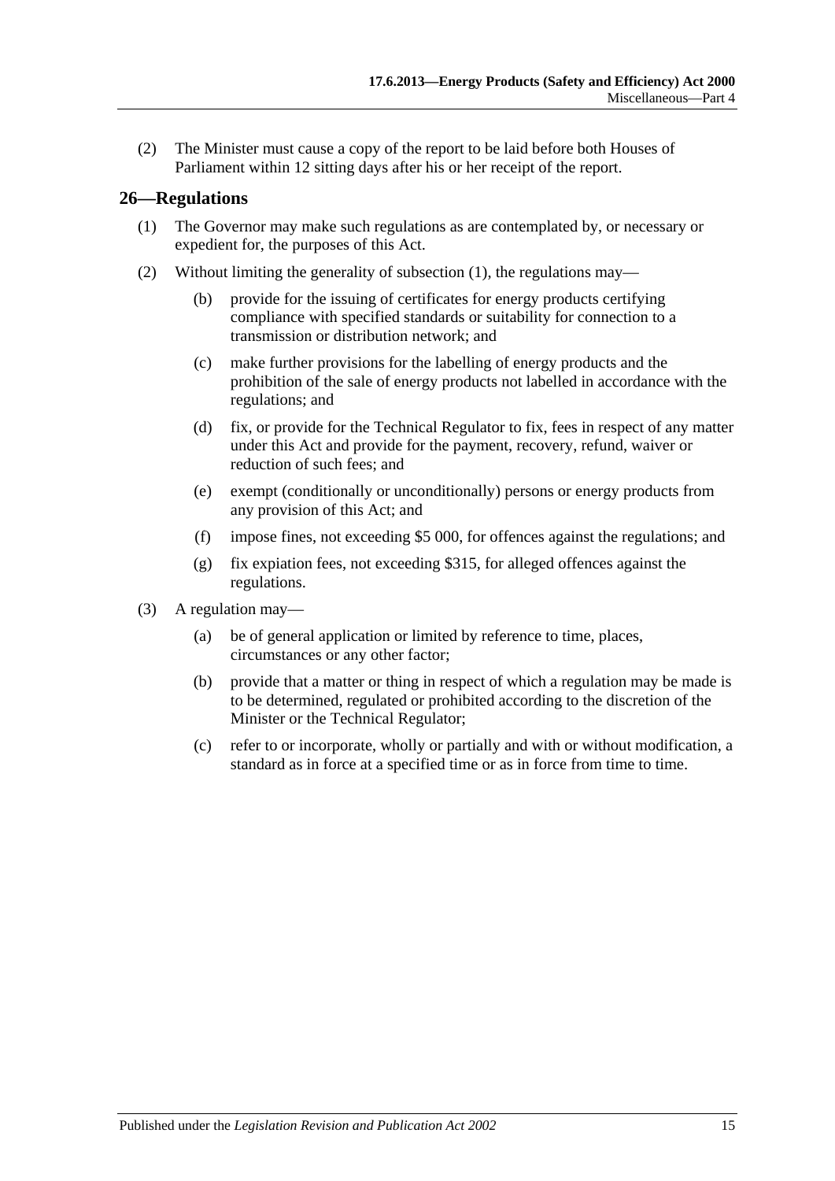(2) The Minister must cause a copy of the report to be laid before both Houses of Parliament within 12 sitting days after his or her receipt of the report.

## 26—Regulations

(1) The Governor may make such regulations as are contemplated by, or necessary or expedient for, the purposes of this Act.

(2) Without limiting the generality of subsection (1), the regulations may—

(b) provide for the issuing of certificates for energy products certifying compliance with specified standards or suitability for connection to a transmission or distribution network; and

(c) make further provisions for the labelling of energy products and the prohibition of the sale of energy products not labelled in accordance with the regulations; and

(d) fix, or provide for the Technical Regulator to fix, fees in respect of any matter under this Act and provide for the payment, recovery, refund, waiver or reduction of such fees; and

(e) exempt (conditionally or unconditionally) persons or energy products from any provision of this Act; and

(f) impose fines, not exceeding $5 000, for offences against the regulations; and

(g) fix expiation fees, not exceeding $315, for alleged offences against the regulations.

(3) A regulation may—

(a) be of general application or limited by reference to time, places, circumstances or any other factor;

(b) provide that a matter or thing in respect of which a regulation may be made is to be determined, regulated or prohibited according to the discretion of the Minister or the Technical Regulator;

(c) refer to or incorporate, wholly or partially and with or without modification, a standard as in force at a specified time or as in force from time to time.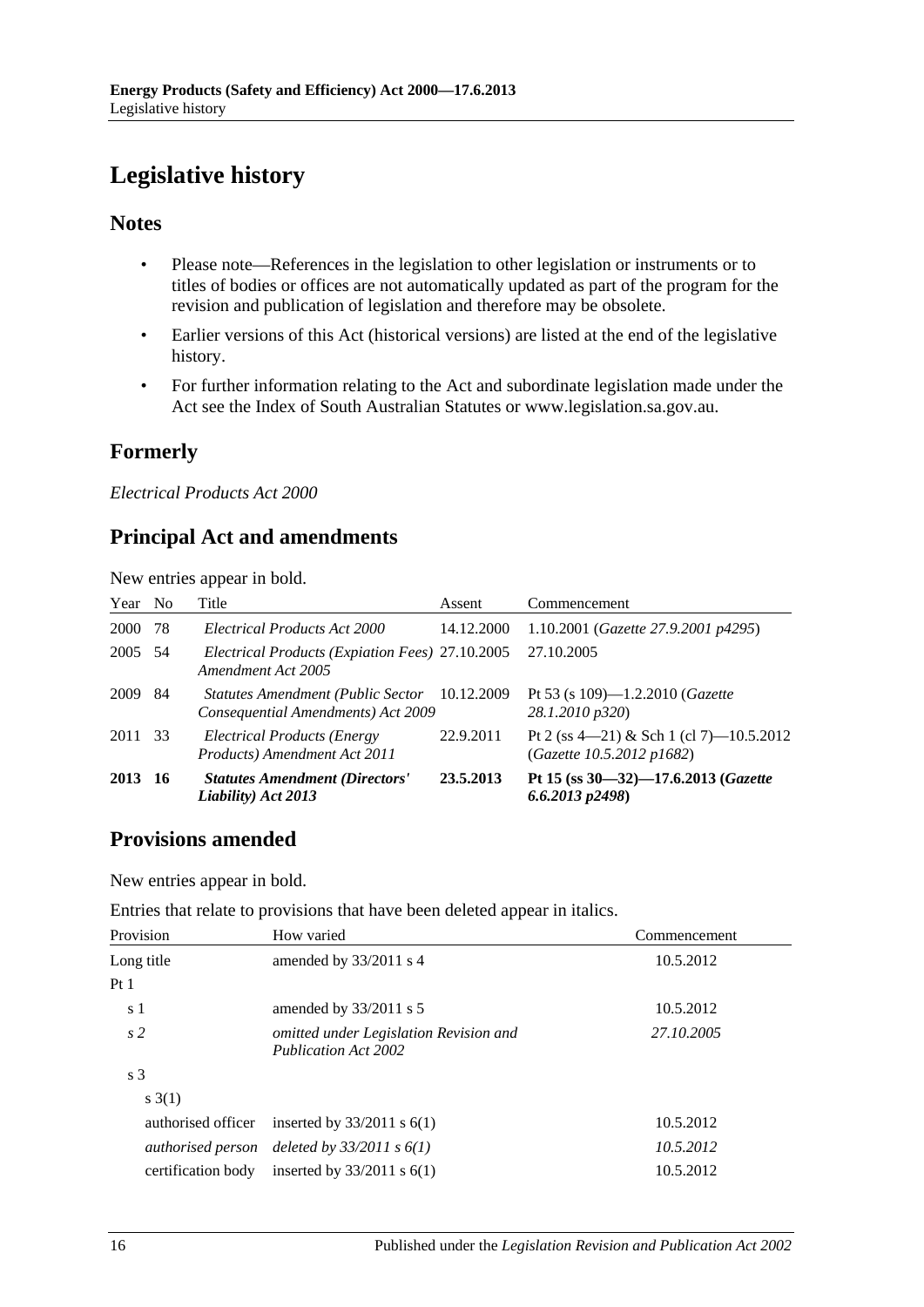# Legislative history

## Notes

- Please note—References in the legislation to other legislation or instruments or to titles of bodies or offices are not automatically updated as part of the program for the revision and publication of legislation and therefore may be obsolete.
- Earlier versions of this Act (historical versions) are listed at the end of the legislative history.
- For further information relating to the Act and subordinate legislation made under the Act see the Index of South Australian Statutes or www.legislation.sa.gov.au.

## Formerly

*Electrical Products Act 2000*

## Principal Act and amendments

New entries appear in bold.

| Year | No | Title | Assent | Commencement |
|---|---|---|---|---|
| 2000 | 78 | *Electrical Products Act 2000* | 14.12.2000 | 1.10.2001 (*Gazette 27.9.2001 p4295*) |
| 2005 | 54 | *Electrical Products (Expiation Fees) Amendment Act 2005* | 27.10.2005 | 27.10.2005 |
| 2009 | 84 | *Statutes Amendment (Public Sector Consequential Amendments) Act 2009* | 10.12.2009 | Pt 53 (s 109)—1.2.2010 (*Gazette 28.1.2010 p320*) |
| 2011 | 33 | *Electrical Products (Energy Products) Amendment Act 2011* | 22.9.2011 | Pt 2 (ss 4—21) & Sch 1 (cl 7)—10.5.2012 (*Gazette 10.5.2012 p1682*) |
| **2013** | **16** | ***Statutes Amendment (Directors' Liability) Act 2013*** | **23.5.2013** | **Pt 15 (ss 30—32)—17.6.2013 (*Gazette 6.6.2013 p2498*)** |

## Provisions amended

New entries appear in bold.

Entries that relate to provisions that have been deleted appear in italics.

| Provision | How varied | Commencement |
|---|---|---|
| Long title | amended by 33/2011 s 4 | 10.5.2012 |
| Pt 1 | | |
| s 1 | amended by 33/2011 s 5 | 10.5.2012 |
| *s 2* | *omitted under Legislation Revision and Publication Act 2002* | *27.10.2005* |
| s 3 | | |
| s 3(1) | | |
| authorised officer | inserted by 33/2011 s 6(1) | 10.5.2012 |
| *authorised person* | *deleted by 33/2011 s 6(1)* | *10.5.2012* |
| certification body | inserted by 33/2011 s 6(1) | 10.5.2012 |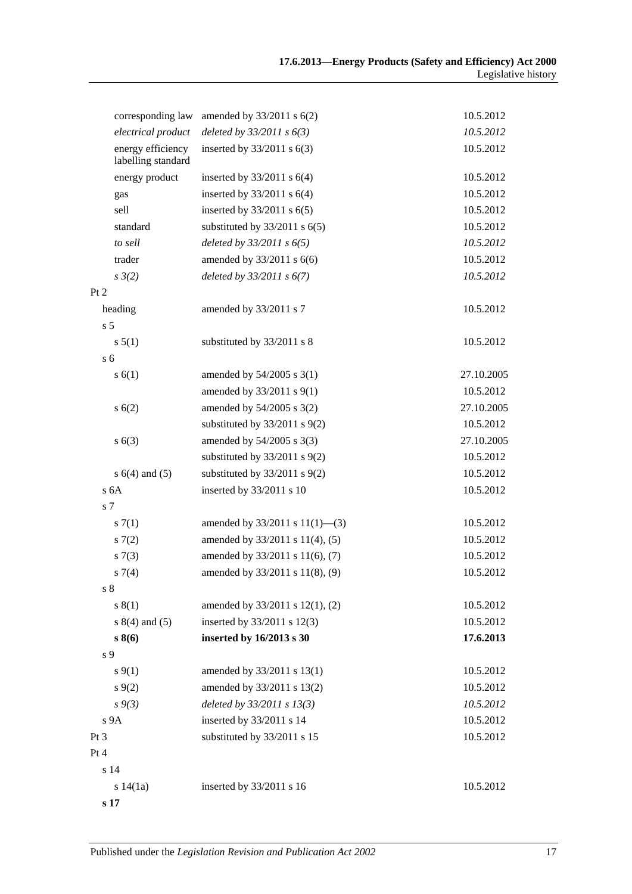| | | |
|---|---|---|
| corresponding law | amended by 33/2011 s 6(2) | 10.5.2012 |
| *electrical product* | *deleted by 33/2011 s 6(3)* | *10.5.2012* |
| energy efficiency labelling standard | inserted by 33/2011 s 6(3) | 10.5.2012 |
| energy product | inserted by 33/2011 s 6(4) | 10.5.2012 |
| gas | inserted by 33/2011 s 6(4) | 10.5.2012 |
| sell | inserted by 33/2011 s 6(5) | 10.5.2012 |
| standard | substituted by 33/2011 s 6(5) | 10.5.2012 |
| *to sell* | *deleted by 33/2011 s 6(5)* | *10.5.2012* |
| trader | amended by 33/2011 s 6(6) | 10.5.2012 |
| *s 3(2)* | *deleted by 33/2011 s 6(7)* | *10.5.2012* |
| Pt 2 | | |
| heading | amended by 33/2011 s 7 | 10.5.2012 |
| s 5 | | |
| s 5(1) | substituted by 33/2011 s 8 | 10.5.2012 |
| s 6 | | |
| s 6(1) | amended by 54/2005 s 3(1) | 27.10.2005 |
| | amended by 33/2011 s 9(1) | 10.5.2012 |
| s 6(2) | amended by 54/2005 s 3(2) | 27.10.2005 |
| | substituted by 33/2011 s 9(2) | 10.5.2012 |
| s 6(3) | amended by 54/2005 s 3(3) | 27.10.2005 |
| | substituted by 33/2011 s 9(2) | 10.5.2012 |
| s 6(4) and (5) | substituted by 33/2011 s 9(2) | 10.5.2012 |
| s 6A | inserted by 33/2011 s 10 | 10.5.2012 |
| s 7 | | |
| s 7(1) | amended by 33/2011 s 11(1)—(3) | 10.5.2012 |
| s 7(2) | amended by 33/2011 s 11(4), (5) | 10.5.2012 |
| s 7(3) | amended by 33/2011 s 11(6), (7) | 10.5.2012 |
| s 7(4) | amended by 33/2011 s 11(8), (9) | 10.5.2012 |
| s 8 | | |
| s 8(1) | amended by 33/2011 s 12(1), (2) | 10.5.2012 |
| s 8(4) and (5) | inserted by 33/2011 s 12(3) | 10.5.2012 |
| **s 8(6)** | **inserted by 16/2013 s 30** | **17.6.2013** |
| s 9 | | |
| s 9(1) | amended by 33/2011 s 13(1) | 10.5.2012 |
| s 9(2) | amended by 33/2011 s 13(2) | 10.5.2012 |
| *s 9(3)* | *deleted by 33/2011 s 13(3)* | *10.5.2012* |
| s 9A | inserted by 33/2011 s 14 | 10.5.2012 |
| Pt 3 | substituted by 33/2011 s 15 | 10.5.2012 |
| Pt 4 | | |
| s 14 | | |
| s 14(1a) | inserted by 33/2011 s 16 | 10.5.2012 |
| **s 17** | | |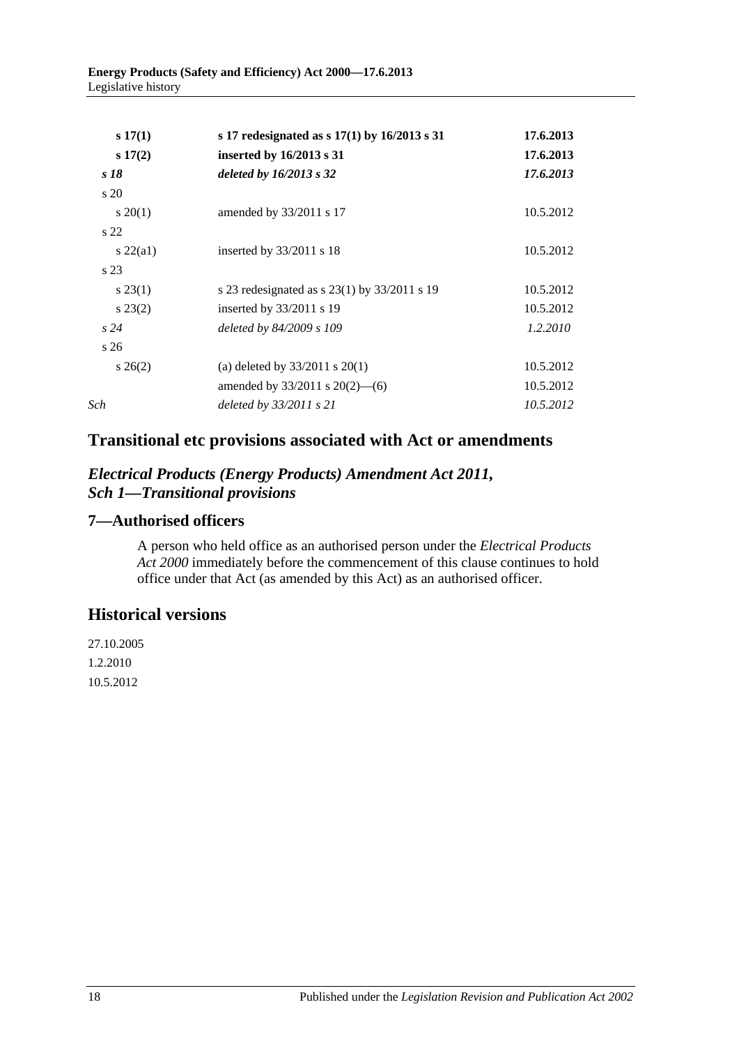| | | |
|---|---|---|
| **s 17(1)** | **s 17 redesignated as s 17(1) by 16/2013 s 31** | **17.6.2013** |
| **s 17(2)** | **inserted by 16/2013 s 31** | **17.6.2013** |
| ***s 18*** | ***deleted by 16/2013 s 32*** | ***17.6.2013*** |
| s 20 | | |
| s 20(1) | amended by 33/2011 s 17 | 10.5.2012 |
| s 22 | | |
| s 22(a1) | inserted by 33/2011 s 18 | 10.5.2012 |
| s 23 | | |
| s 23(1) | s 23 redesignated as s 23(1) by 33/2011 s 19 | 10.5.2012 |
| s 23(2) | inserted by 33/2011 s 19 | 10.5.2012 |
| *s 24* | *deleted by 84/2009 s 109* | *1.2.2010* |
| s 26 | | |
| s 26(2) | (a) deleted by 33/2011 s 20(1) | 10.5.2012 |
| | amended by 33/2011 s 20(2)—(6) | 10.5.2012 |
| *Sch* | *deleted by 33/2011 s 21* | *10.5.2012* |

## Transitional etc provisions associated with Act or amendments

### *Electrical Products (Energy Products) Amendment Act 2011, Sch 1—Transitional provisions*

### 7—Authorised officers

A person who held office as an authorised person under the *Electrical Products Act 2000* immediately before the commencement of this clause continues to hold office under that Act (as amended by this Act) as an authorised officer.

## Historical versions

27.10.2005

1.2.2010

10.5.2012